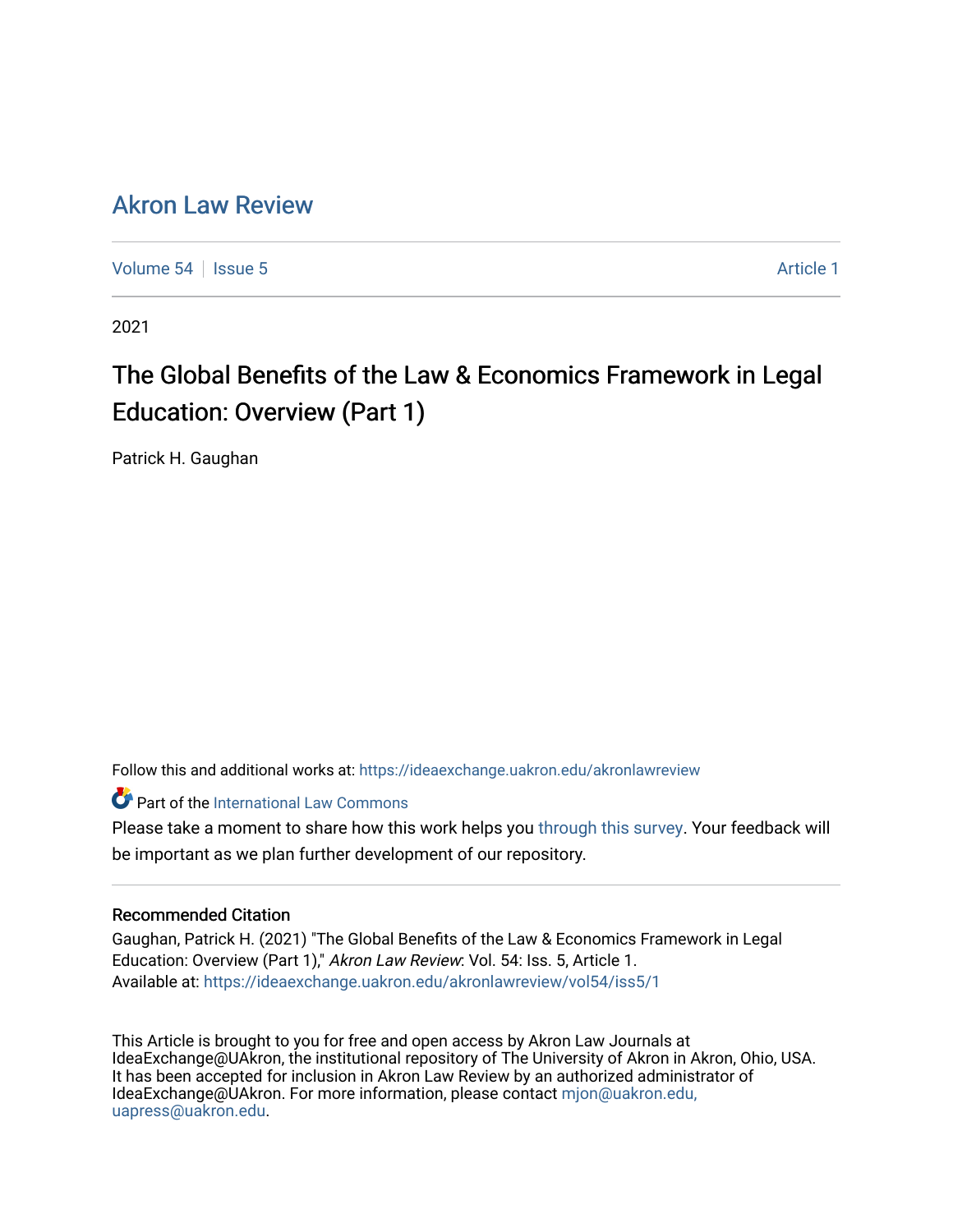# Akron Law Review

Volume 54 | Issue 5 | Article 1

2021

## The Global Benefits of the Law & Economics Framework in Legal Education: Overview (Part 1)

Patrick H. Gaughan

Follow this and additional works at: https://ideaexchange.uakron.edu/akronlawreview

Part of the International Law Commons

Please take a moment to share how this work helps you through this survey. Your feedback will be important as we plan further development of our repository.

### Recommended Citation

Gaughan, Patrick H. (2021) "The Global Benefits of the Law & Economics Framework in Legal Education: Overview (Part 1)," *Akron Law Review*: Vol. 54: Iss. 5, Article 1.
Available at: https://ideaexchange.uakron.edu/akronlawreview/vol54/iss5/1

This Article is brought to you for free and open access by Akron Law Journals at IdeaExchange@UAkron, the institutional repository of The University of Akron in Akron, Ohio, USA. It has been accepted for inclusion in Akron Law Review by an authorized administrator of IdeaExchange@UAkron. For more information, please contact mjon@uakron.edu, uapress@uakron.edu.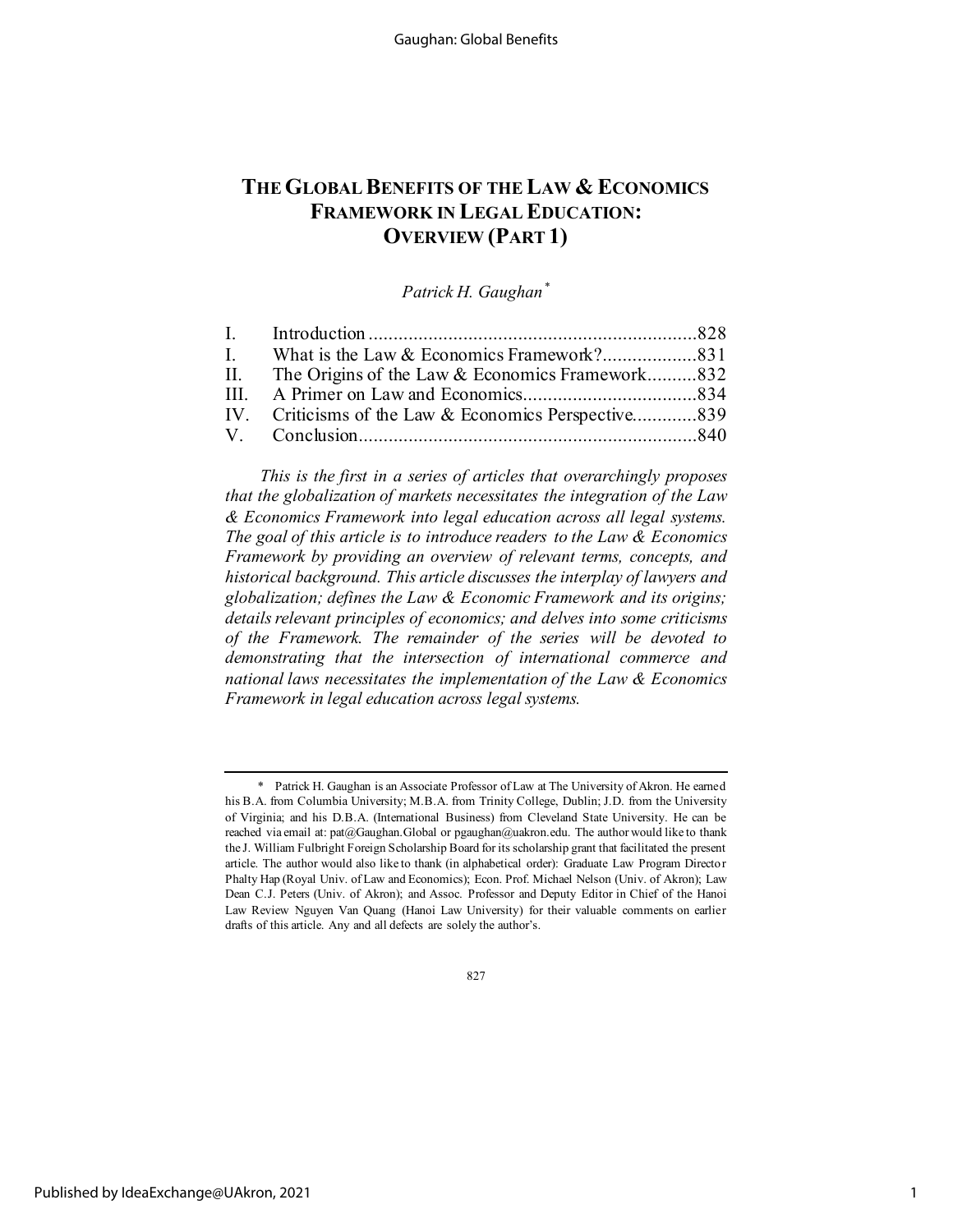# THE GLOBAL BENEFITS OF THE LAW & ECONOMICS FRAMEWORK IN LEGAL EDUCATION: OVERVIEW (PART 1)

*Patrick H. Gaughan*[*]

| | | |
|---|---|---|
| I. | Introduction | 828 |
| I. | What is the Law & Economics Framework? | 831 |
| II. | The Origins of the Law & Economics Framework | 832 |
| III. | A Primer on Law and Economics | 834 |
| IV. | Criticisms of the Law & Economics Perspective | 839 |
| V. | Conclusion | 840 |

*This is the first in a series of articles that overarchingly proposes that the globalization of markets necessitates the integration of the Law & Economics Framework into legal education across all legal systems. The goal of this article is to introduce readers to the Law & Economics Framework by providing an overview of relevant terms, concepts, and historical background. This article discusses the interplay of lawyers and globalization; defines the Law & Economic Framework and its origins; details relevant principles of economics; and delves into some criticisms of the Framework. The remainder of the series will be devoted to demonstrating that the intersection of international commerce and national laws necessitates the implementation of the Law & Economics Framework in legal education across legal systems.*

---

\* Patrick H. Gaughan is an Associate Professor of Law at The University of Akron. He earned his B.A. from Columbia University; M.B.A. from Trinity College, Dublin; J.D. from the University of Virginia; and his D.B.A. (International Business) from Cleveland State University. He can be reached via email at: pat@Gaughan.Global or pgaughan@uakron.edu. The author would like to thank the J. William Fulbright Foreign Scholarship Board for its scholarship grant that facilitated the present article. The author would also like to thank (in alphabetical order): Graduate Law Program Director Phalty Hap (Royal Univ. of Law and Economics); Econ. Prof. Michael Nelson (Univ. of Akron); Law Dean C.J. Peters (Univ. of Akron); and Assoc. Professor and Deputy Editor in Chief of the Hanoi Law Review Nguyen Van Quang (Hanoi Law University) for their valuable comments on earlier drafts of this article. Any and all defects are solely the author's.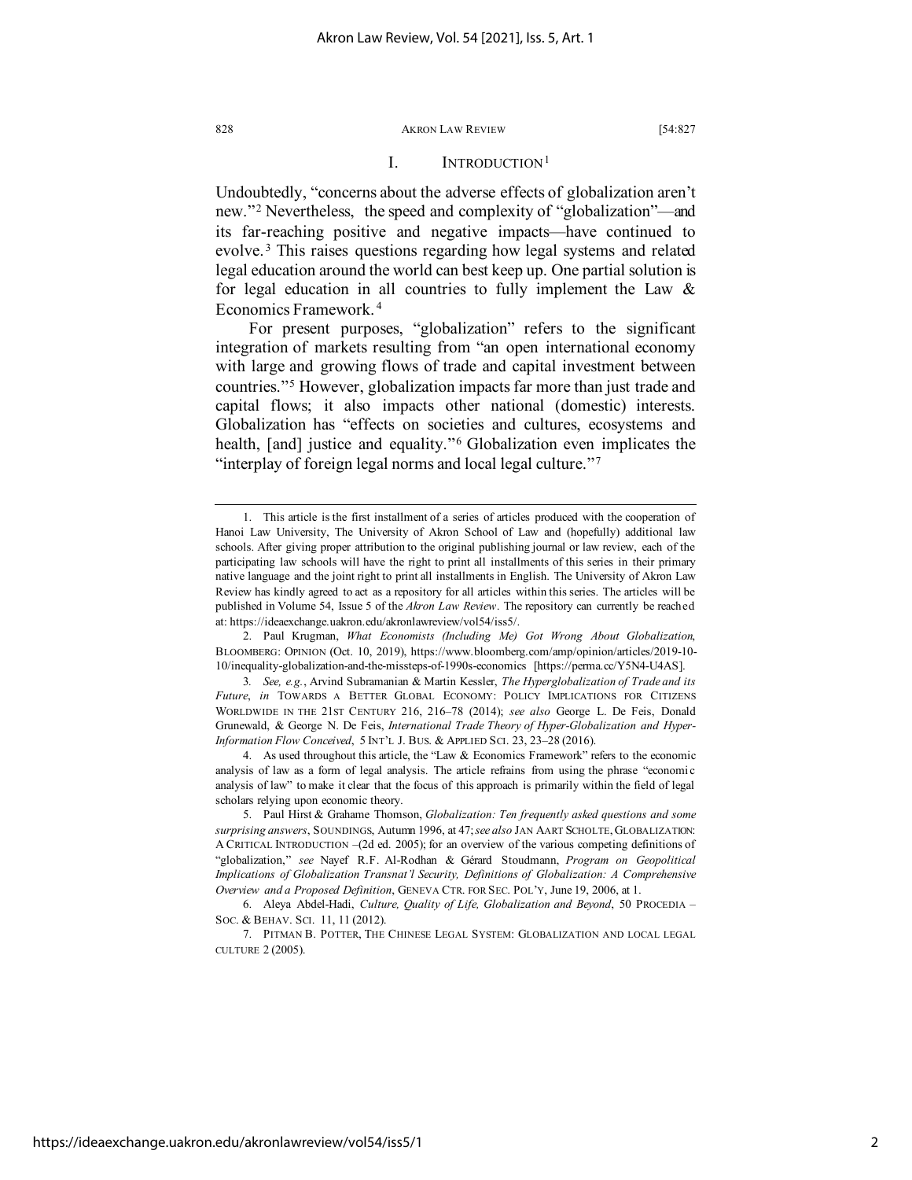## I. INTRODUCTION[1]

Undoubtedly, "concerns about the adverse effects of globalization aren't new."[2] Nevertheless, the speed and complexity of "globalization"—and its far-reaching positive and negative impacts—have continued to evolve.[3] This raises questions regarding how legal systems and related legal education around the world can best keep up. One partial solution is for legal education in all countries to fully implement the Law & Economics Framework.[4]

For present purposes, "globalization" refers to the significant integration of markets resulting from "an open international economy with large and growing flows of trade and capital investment between countries."[5] However, globalization impacts far more than just trade and capital flows; it also impacts other national (domestic) interests. Globalization has "effects on societies and cultures, ecosystems and health, [and] justice and equality."[6] Globalization even implicates the "interplay of foreign legal norms and local legal culture."[7]

---

1. This article is the first installment of a series of articles produced with the cooperation of Hanoi Law University, The University of Akron School of Law and (hopefully) additional law schools. After giving proper attribution to the original publishing journal or law review, each of the participating law schools will have the right to print all installments of this series in their primary native language and the joint right to print all installments in English. The University of Akron Law Review has kindly agreed to act as a repository for all articles within this series. The articles will be published in Volume 54, Issue 5 of the *Akron Law Review*. The repository can currently be reached at: https://ideaexchange.uakron.edu/akronlawreview/vol54/iss5/.

2. Paul Krugman, *What Economists (Including Me) Got Wrong About Globalization*, BLOOMBERG: OPINION (Oct. 10, 2019), https://www.bloomberg.com/amp/opinion/articles/2019-10-10/inequality-globalization-and-the-missteps-of-1990s-economics [https://perma.cc/Y5N4-U4AS].

3. *See, e.g.*, Arvind Subramanian & Martin Kessler, *The Hyperglobalization of Trade and its Future*, *in* TOWARDS A BETTER GLOBAL ECONOMY: POLICY IMPLICATIONS FOR CITIZENS WORLDWIDE IN THE 21ST CENTURY 216, 216–78 (2014); *see also* George L. De Feis, Donald Grunewald, & George N. De Feis, *International Trade Theory of Hyper-Globalization and Hyper-Information Flow Conceived*, 5 INT'L J. BUS. & APPLIED SCI. 23, 23–28 (2016).

4. As used throughout this article, the "Law & Economics Framework" refers to the economic analysis of law as a form of legal analysis. The article refrains from using the phrase "economic analysis of law" to make it clear that the focus of this approach is primarily within the field of legal scholars relying upon economic theory.

5. Paul Hirst & Grahame Thomson, *Globalization: Ten frequently asked questions and some surprising answers*, SOUNDINGS, Autumn 1996, at 47; *see also* JAN AART SCHOLTE, GLOBALIZATION: A CRITICAL INTRODUCTION –(2d ed. 2005); for an overview of the various competing definitions of "globalization," *see* Nayef R.F. Al-Rodhan & Gérard Stoudmann, *Program on Geopolitical Implications of Globalization Transnat'l Security, Definitions of Globalization: A Comprehensive Overview and a Proposed Definition*, GENEVA CTR. FOR SEC. POL'Y, June 19, 2006, at 1.

6. Aleya Abdel-Hadi, *Culture, Quality of Life, Globalization and Beyond*, 50 PROCEDIA – SOC. & BEHAV. SCI. 11, 11 (2012).

7. PITMAN B. POTTER, THE CHINESE LEGAL SYSTEM: GLOBALIZATION AND LOCAL LEGAL CULTURE 2 (2005).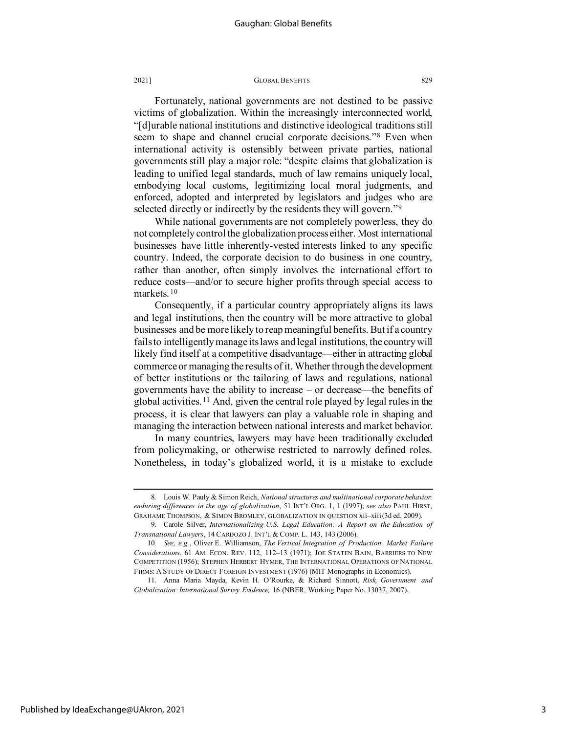Fortunately, national governments are not destined to be passive victims of globalization. Within the increasingly interconnected world, "[d]urable national institutions and distinctive ideological traditions still seem to shape and channel crucial corporate decisions."[8] Even when international activity is ostensibly between private parties, national governments still play a major role: "despite claims that globalization is leading to unified legal standards, much of law remains uniquely local, embodying local customs, legitimizing local moral judgments, and enforced, adopted and interpreted by legislators and judges who are selected directly or indirectly by the residents they will govern."[9]

While national governments are not completely powerless, they do not completely control the globalization process either. Most international businesses have little inherently-vested interests linked to any specific country. Indeed, the corporate decision to do business in one country, rather than another, often simply involves the international effort to reduce costs—and/or to secure higher profits through special access to markets.[10]

Consequently, if a particular country appropriately aligns its laws and legal institutions, then the country will be more attractive to global businesses and be more likely to reap meaningful benefits. But if a country fails to intelligently manage its laws and legal institutions, the country will likely find itself at a competitive disadvantage—either in attracting global commerce or managing the results of it. Whether through the development of better institutions or the tailoring of laws and regulations, national governments have the ability to increase – or decrease—the benefits of global activities.[11] And, given the central role played by legal rules in the process, it is clear that lawyers can play a valuable role in shaping and managing the interaction between national interests and market behavior.

In many countries, lawyers may have been traditionally excluded from policymaking, or otherwise restricted to narrowly defined roles. Nonetheless, in today's globalized world, it is a mistake to exclude

---

8. Louis W. Pauly & Simon Reich, *National structures and multinational corporate behavior: enduring differences in the age of globalization*, 51 INT'L ORG. 1, 1 (1997); *see also* PAUL HIRST, GRAHAME THOMPSON, & SIMON BROMLEY, GLOBALIZATION IN QUESTION xii–xiii (3d ed. 2009).

9. Carole Silver, *Internationalizing U.S. Legal Education: A Report on the Education of Transnational Lawyers*, 14 CARDOZO J. INT'L & COMP. L. 143, 143 (2006).

10. *See*, *e.g.*, Oliver E. Williamson, *The Vertical Integration of Production: Market Failure Considerations*, 61 AM. ECON. REV. 112, 112–13 (1971); JOE STATEN BAIN, BARRIERS TO NEW COMPETITION (1956); STEPHEN HERBERT HYMER, THE INTERNATIONAL OPERATIONS OF NATIONAL FIRMS: A STUDY OF DIRECT FOREIGN INVESTMENT (1976) (MIT Monographs in Economics).

11. Anna Maria Mayda, Kevin H. O'Rourke, & Richard Sinnott, *Risk, Government and Globalization: International Survey Evidence,* 16 (NBER, Working Paper No. 13037, 2007).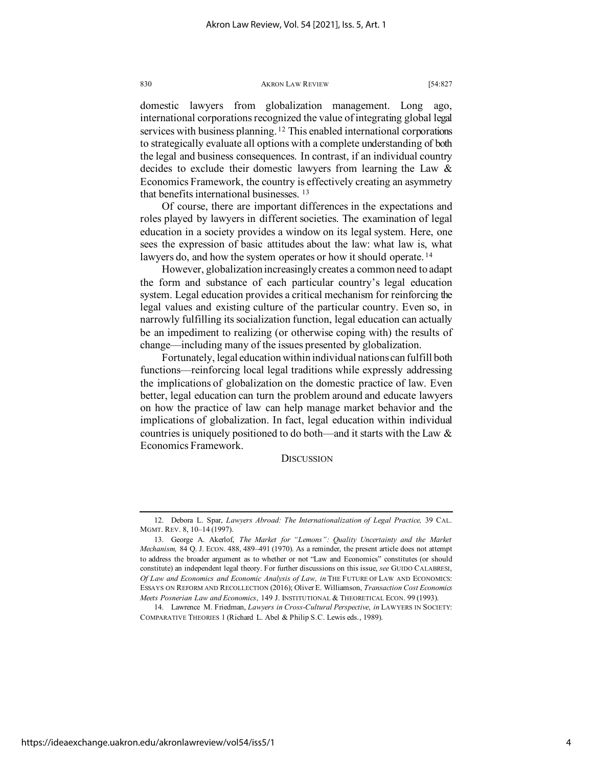domestic lawyers from globalization management. Long ago, international corporations recognized the value of integrating global legal services with business planning.[12] This enabled international corporations to strategically evaluate all options with a complete understanding of both the legal and business consequences. In contrast, if an individual country decides to exclude their domestic lawyers from learning the Law & Economics Framework, the country is effectively creating an asymmetry that benefits international businesses.[13]

Of course, there are important differences in the expectations and roles played by lawyers in different societies. The examination of legal education in a society provides a window on its legal system. Here, one sees the expression of basic attitudes about the law: what law is, what lawyers do, and how the system operates or how it should operate.[14]

However, globalization increasingly creates a common need to adapt the form and substance of each particular country's legal education system. Legal education provides a critical mechanism for reinforcing the legal values and existing culture of the particular country. Even so, in narrowly fulfilling its socialization function, legal education can actually be an impediment to realizing (or otherwise coping with) the results of change—including many of the issues presented by globalization.

Fortunately, legal education within individual nations can fulfill both functions—reinforcing local legal traditions while expressly addressing the implications of globalization on the domestic practice of law. Even better, legal education can turn the problem around and educate lawyers on how the practice of law can help manage market behavior and the implications of globalization. In fact, legal education within individual countries is uniquely positioned to do both—and it starts with the Law & Economics Framework.

## DISCUSSION

---

12. Debora L. Spar, *Lawyers Abroad: The Internationalization of Legal Practice,* 39 CAL. MGMT. REV. 8, 10–14 (1997).

13. George A. Akerlof, *The Market for "Lemons": Quality Uncertainty and the Market Mechanism,* 84 Q. J. ECON. 488, 489–491 (1970). As a reminder, the present article does not attempt to address the broader argument as to whether or not "Law and Economics" constitutes (or should constitute) an independent legal theory. For further discussions on this issue, *see* GUIDO CALABRESI, *Of Law and Economics and Economic Analysis of Law, in* THE FUTURE OF LAW AND ECONOMICS: ESSAYS ON REFORM AND RECOLLECTION (2016); Oliver E. Williamson, *Transaction Cost Economics Meets Posnerian Law and Economics*, 149 J. INSTITUTIONAL & THEORETICAL ECON. 99 (1993).

14. Lawrence M. Friedman, *Lawyers in Cross-Cultural Perspective*, *in* LAWYERS IN SOCIETY: COMPARATIVE THEORIES 1 (Richard L. Abel & Philip S.C. Lewis eds., 1989).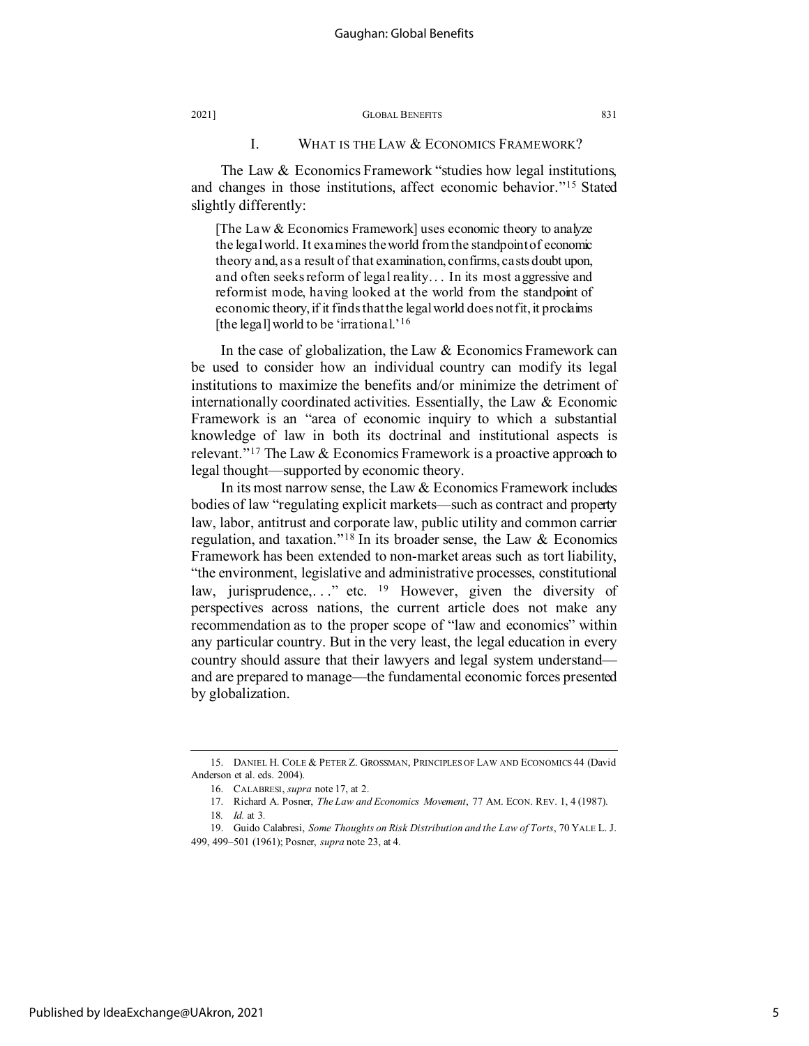## I. What is the Law & Economics Framework?

The Law & Economics Framework "studies how legal institutions, and changes in those institutions, affect economic behavior."[15] Stated slightly differently:

> [The Law & Economics Framework] uses economic theory to analyze the legal world. It examines the world from the standpoint of economic theory and, as a result of that examination, confirms, casts doubt upon, and often seeks reform of legal reality. . . In its most aggressive and reformist mode, having looked at the world from the standpoint of economic theory, if it finds that the legal world does not fit, it proclaims [the legal] world to be 'irrational.'[16]

In the case of globalization, the Law & Economics Framework can be used to consider how an individual country can modify its legal institutions to maximize the benefits and/or minimize the detriment of internationally coordinated activities. Essentially, the Law & Economic Framework is an "area of economic inquiry to which a substantial knowledge of law in both its doctrinal and institutional aspects is relevant."[17] The Law & Economics Framework is a proactive approach to legal thought—supported by economic theory.

In its most narrow sense, the Law & Economics Framework includes bodies of law "regulating explicit markets—such as contract and property law, labor, antitrust and corporate law, public utility and common carrier regulation, and taxation."[18] In its broader sense, the Law & Economics Framework has been extended to non-market areas such as tort liability, "the environment, legislative and administrative processes, constitutional law, jurisprudence,. . ." etc. [19] However, given the diversity of perspectives across nations, the current article does not make any recommendation as to the proper scope of "law and economics" within any particular country. But in the very least, the legal education in every country should assure that their lawyers and legal system understand—and are prepared to manage—the fundamental economic forces presented by globalization.

---

15. DANIEL H. COLE & PETER Z. GROSSMAN, PRINCIPLES OF LAW AND ECONOMICS 44 (David Anderson et al. eds. 2004).

16. CALABRESI, *supra* note 17, at 2.

17. Richard A. Posner, *The Law and Economics Movement*, 77 AM. ECON. REV. 1, 4 (1987).

18. *Id.* at 3.

19. Guido Calabresi, *Some Thoughts on Risk Distribution and the Law of Torts*, 70 YALE L. J. 499, 499–501 (1961); Posner, *supra* note 23, at 4.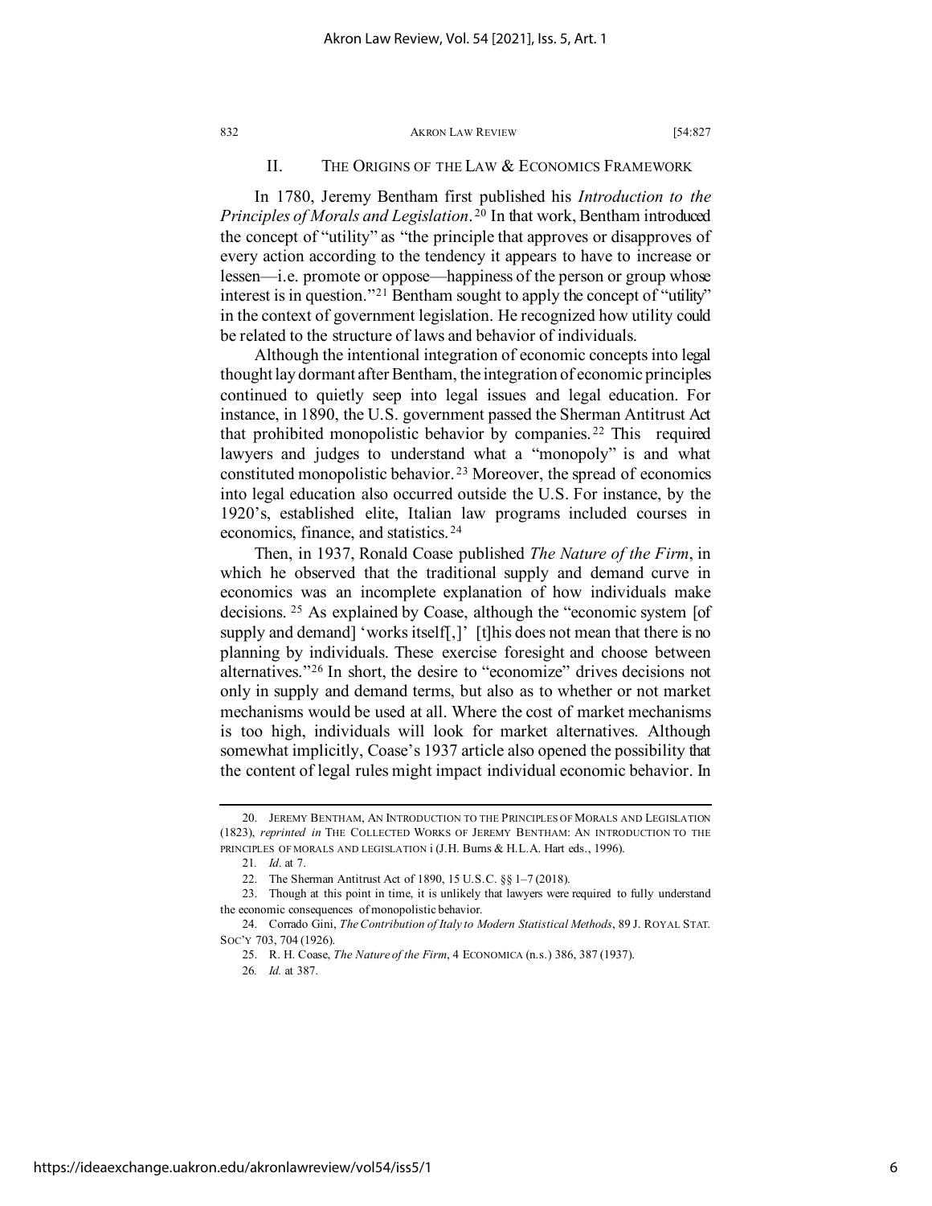## II. THE ORIGINS OF THE LAW & ECONOMICS FRAMEWORK

In 1780, Jeremy Bentham first published his *Introduction to the Principles of Morals and Legislation*.[20] In that work, Bentham introduced the concept of "utility" as "the principle that approves or disapproves of every action according to the tendency it appears to have to increase or lessen—i.e. promote or oppose—happiness of the person or group whose interest is in question."[21] Bentham sought to apply the concept of "utility" in the context of government legislation. He recognized how utility could be related to the structure of laws and behavior of individuals.

Although the intentional integration of economic concepts into legal thought lay dormant after Bentham, the integration of economic principles continued to quietly seep into legal issues and legal education. For instance, in 1890, the U.S. government passed the Sherman Antitrust Act that prohibited monopolistic behavior by companies.[22] This required lawyers and judges to understand what a "monopoly" is and what constituted monopolistic behavior.[23] Moreover, the spread of economics into legal education also occurred outside the U.S. For instance, by the 1920's, established elite, Italian law programs included courses in economics, finance, and statistics.[24]

Then, in 1937, Ronald Coase published *The Nature of the Firm*, in which he observed that the traditional supply and demand curve in economics was an incomplete explanation of how individuals make decisions.[25] As explained by Coase, although the "economic system [of supply and demand] 'works itself[,]' [t]his does not mean that there is no planning by individuals. These exercise foresight and choose between alternatives."[26] In short, the desire to "economize" drives decisions not only in supply and demand terms, but also as to whether or not market mechanisms would be used at all. Where the cost of market mechanisms is too high, individuals will look for market alternatives. Although somewhat implicitly, Coase's 1937 article also opened the possibility that the content of legal rules might impact individual economic behavior. In

---

20. JEREMY BENTHAM, AN INTRODUCTION TO THE PRINCIPLES OF MORALS AND LEGISLATION (1823), *reprinted in* THE COLLECTED WORKS OF JEREMY BENTHAM: AN INTRODUCTION TO THE PRINCIPLES OF MORALS AND LEGISLATION i (J.H. Burns & H.L.A. Hart eds., 1996).

21. *Id.* at 7.

22. The Sherman Antitrust Act of 1890, 15 U.S.C. §§ 1–7 (2018).

23. Though at this point in time, it is unlikely that lawyers were required to fully understand the economic consequences of monopolistic behavior.

24. Corrado Gini, *The Contribution of Italy to Modern Statistical Methods*, 89 J. ROYAL STAT. SOC'Y 703, 704 (1926).

25. R. H. Coase, *The Nature of the Firm*, 4 ECONOMICA (n.s.) 386, 387 (1937).

26. *Id.* at 387.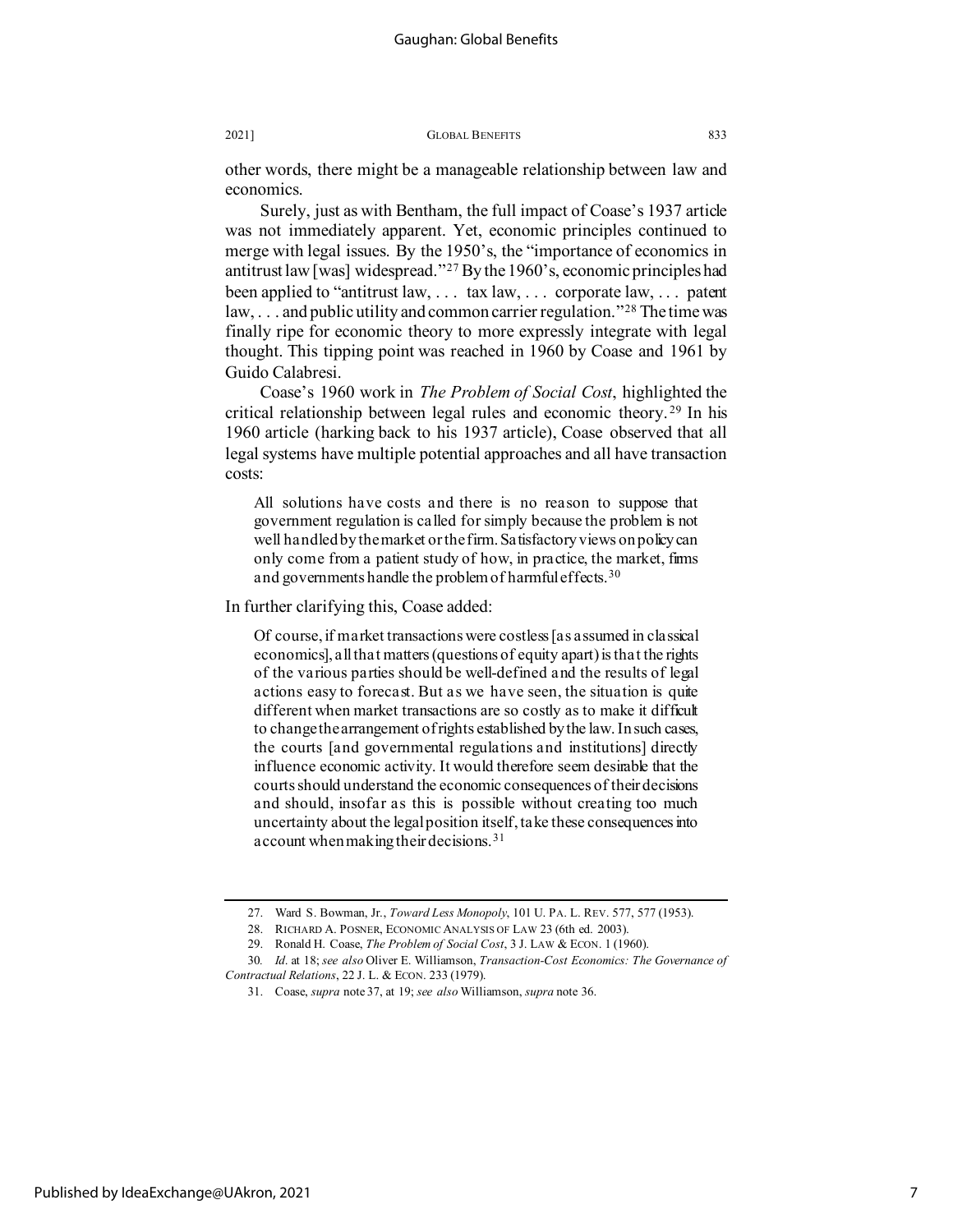other words, there might be a manageable relationship between law and economics.

Surely, just as with Bentham, the full impact of Coase's 1937 article was not immediately apparent. Yet, economic principles continued to merge with legal issues. By the 1950's, the "importance of economics in antitrust law [was] widespread."[27] By the 1960's, economic principles had been applied to "antitrust law, . . . tax law, . . . corporate law, . . . patent law, . . . and public utility and common carrier regulation."[28] The time was finally ripe for economic theory to more expressly integrate with legal thought. This tipping point was reached in 1960 by Coase and 1961 by Guido Calabresi.

Coase's 1960 work in *The Problem of Social Cost*, highlighted the critical relationship between legal rules and economic theory.[29] In his 1960 article (harking back to his 1937 article), Coase observed that all legal systems have multiple potential approaches and all have transaction costs:

> All solutions have costs and there is no reason to suppose that government regulation is called for simply because the problem is not well handled by the market or the firm. Satisfactory views on policy can only come from a patient study of how, in practice, the market, firms and governments handle the problem of harmful effects.[30]

In further clarifying this, Coase added:

> Of course, if market transactions were costless [as assumed in classical economics], all that matters (questions of equity apart) is that the rights of the various parties should be well-defined and the results of legal actions easy to forecast. But as we have seen, the situation is quite different when market transactions are so costly as to make it difficult to change the arrangement of rights established by the law. In such cases, the courts [and governmental regulations and institutions] directly influence economic activity. It would therefore seem desirable that the courts should understand the economic consequences of their decisions and should, insofar as this is possible without creating too much uncertainty about the legal position itself, take these consequences into account when making their decisions.[31]

---

27. Ward S. Bowman, Jr., *Toward Less Monopoly*, 101 U. PA. L. REV. 577, 577 (1953).

28. RICHARD A. POSNER, ECONOMIC ANALYSIS OF LAW 23 (6th ed. 2003).

29. Ronald H. Coase, *The Problem of Social Cost*, 3 J. LAW & ECON. 1 (1960).

30. *Id.* at 18; *see also* Oliver E. Williamson, *Transaction-Cost Economics: The Governance of Contractual Relations*, 22 J. L. & ECON. 233 (1979).

31. Coase, *supra* note 37, at 19; *see also* Williamson, *supra* note 36.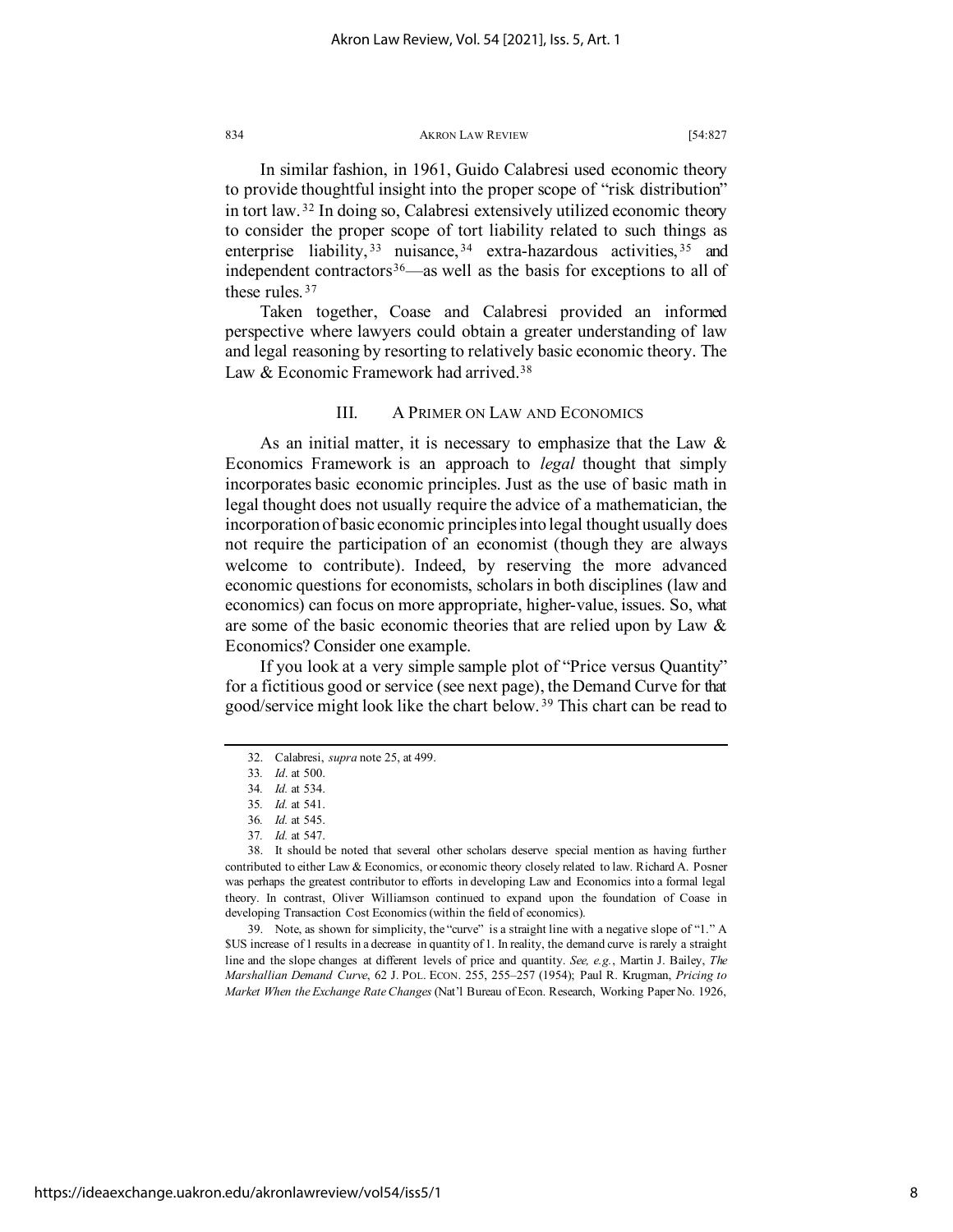In similar fashion, in 1961, Guido Calabresi used economic theory to provide thoughtful insight into the proper scope of "risk distribution" in tort law.[32] In doing so, Calabresi extensively utilized economic theory to consider the proper scope of tort liability related to such things as enterprise liability,[33] nuisance,[34] extra-hazardous activities,[35] and independent contractors[36]—as well as the basis for exceptions to all of these rules.[37]

Taken together, Coase and Calabresi provided an informed perspective where lawyers could obtain a greater understanding of law and legal reasoning by resorting to relatively basic economic theory. The Law & Economic Framework had arrived.[38]

## III. A PRIMER ON LAW AND ECONOMICS

As an initial matter, it is necessary to emphasize that the Law & Economics Framework is an approach to *legal* thought that simply incorporates basic economic principles. Just as the use of basic math in legal thought does not usually require the advice of a mathematician, the incorporation of basic economic principles into legal thought usually does not require the participation of an economist (though they are always welcome to contribute). Indeed, by reserving the more advanced economic questions for economists, scholars in both disciplines (law and economics) can focus on more appropriate, higher-value, issues. So, what are some of the basic economic theories that are relied upon by Law & Economics? Consider one example.

If you look at a very simple sample plot of "Price versus Quantity" for a fictitious good or service (see next page), the Demand Curve for that good/service might look like the chart below.[39] This chart can be read to

---

32. Calabresi, *supra* note 25, at 499.

33. *Id*. at 500.

34. *Id.* at 534.

35. *Id.* at 541.

36. *Id.* at 545.

37. *Id.* at 547.

38. It should be noted that several other scholars deserve special mention as having further contributed to either Law & Economics, or economic theory closely related to law. Richard A. Posner was perhaps the greatest contributor to efforts in developing Law and Economics into a formal legal theory. In contrast, Oliver Williamson continued to expand upon the foundation of Coase in developing Transaction Cost Economics (within the field of economics).

39. Note, as shown for simplicity, the "curve" is a straight line with a negative slope of "1." A $US increase of 1 results in a decrease in quantity of 1. In reality, the demand curve is rarely a straight line and the slope changes at different levels of price and quantity. *See, e.g.*, Martin J. Bailey, *The Marshallian Demand Curve*, 62 J. POL. ECON. 255, 255–257 (1954); Paul R. Krugman, *Pricing to Market When the Exchange Rate Changes* (Nat'l Bureau of Econ. Research, Working Paper No. 1926,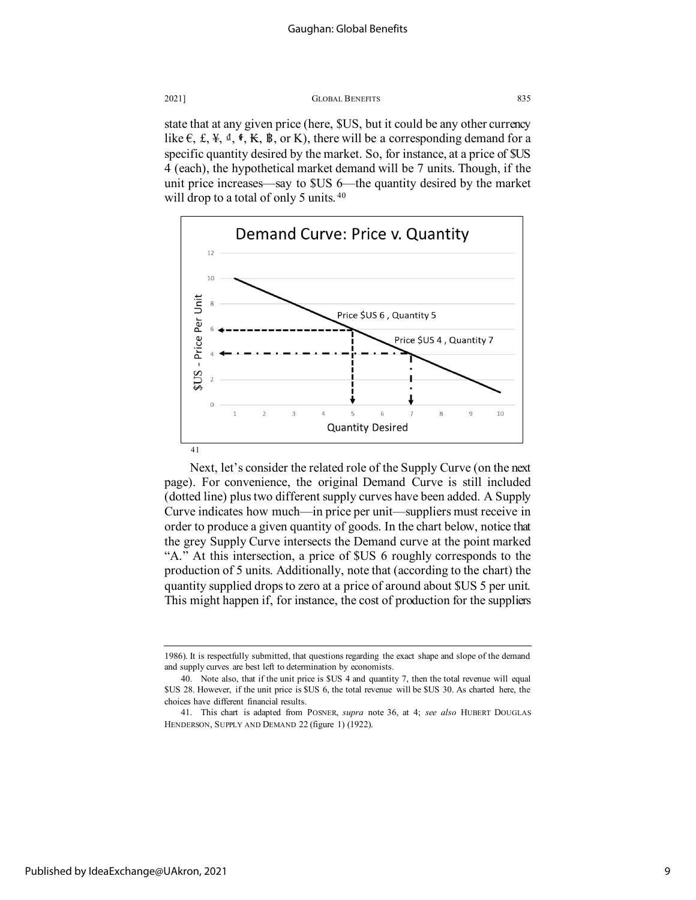state that at any given price (here, $US, but it could be any other currency like €, £, ¥, ₫, ₹, ₭, ฿, or K), there will be a corresponding demand for a specific quantity desired by the market. So, for instance, at a price of $US 4 (each), the hypothetical market demand will be 7 units. Though, if the unit price increases—say to $US 6—the quantity desired by the market will drop to a total of only 5 units.[40]

[41]

Next, let's consider the related role of the Supply Curve (on the next page). For convenience, the original Demand Curve is still included (dotted line) plus two different supply curves have been added. A Supply Curve indicates how much—in price per unit—suppliers must receive in order to produce a given quantity of goods. In the chart below, notice that the grey Supply Curve intersects the Demand curve at the point marked "A." At this intersection, a price of $US 6 roughly corresponds to the production of 5 units. Additionally, note that (according to the chart) the quantity supplied drops to zero at a price of around about $US 5 per unit. This might happen if, for instance, the cost of production for the suppliers

---

1986). It is respectfully submitted, that questions regarding the exact shape and slope of the demand and supply curves are best left to determination by economists.

40. Note also, that if the unit price is $US 4 and quantity 7, then the total revenue will equal $US 28. However, if the unit price is $US 6, the total revenue will be $US 30. As charted here, the choices have different financial results.

41. This chart is adapted from POSNER, *supra* note 36, at 4; *see also* HUBERT DOUGLAS HENDERSON, SUPPLY AND DEMAND 22 (figure 1) (1922).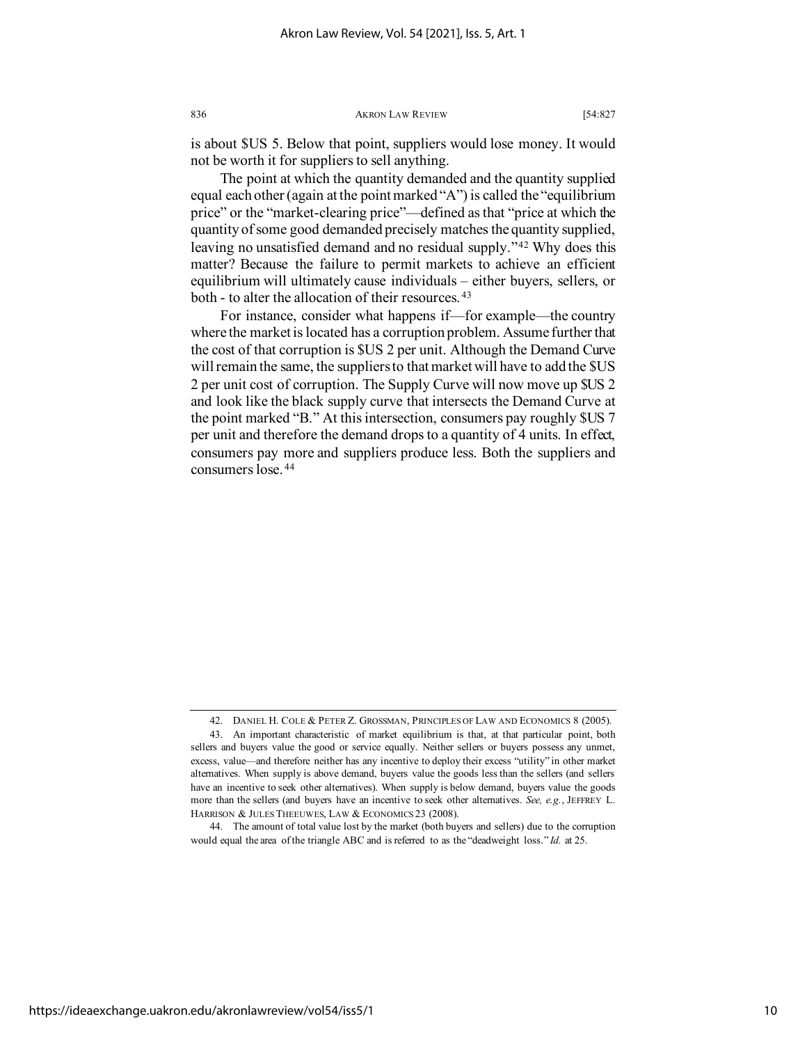is about $US 5. Below that point, suppliers would lose money. It would not be worth it for suppliers to sell anything.

The point at which the quantity demanded and the quantity supplied equal each other (again at the point marked "A") is called the "equilibrium price" or the "market-clearing price"—defined as that "price at which the quantity of some good demanded precisely matches the quantity supplied, leaving no unsatisfied demand and no residual supply."[42] Why does this matter? Because the failure to permit markets to achieve an efficient equilibrium will ultimately cause individuals – either buyers, sellers, or both - to alter the allocation of their resources.[43]

For instance, consider what happens if—for example—the country where the market is located has a corruption problem. Assume further that the cost of that corruption is $US 2 per unit. Although the Demand Curve will remain the same, the suppliers to that market will have to add the $US 2 per unit cost of corruption. The Supply Curve will now move up $US 2 and look like the black supply curve that intersects the Demand Curve at the point marked "B." At this intersection, consumers pay roughly $US 7 per unit and therefore the demand drops to a quantity of 4 units. In effect, consumers pay more and suppliers produce less. Both the suppliers and consumers lose.[44]

---

42. DANIEL H. COLE & PETER Z. GROSSMAN, PRINCIPLES OF LAW AND ECONOMICS 8 (2005).

43. An important characteristic of market equilibrium is that, at that particular point, both sellers and buyers value the good or service equally. Neither sellers or buyers possess any unmet, excess, value—and therefore neither has any incentive to deploy their excess "utility" in other market alternatives. When supply is above demand, buyers value the goods less than the sellers (and sellers have an incentive to seek other alternatives). When supply is below demand, buyers value the goods more than the sellers (and buyers have an incentive to seek other alternatives. *See, e.g.*, JEFFREY L. HARRISON & JULES THEEUWES, LAW & ECONOMICS 23 (2008).

44. The amount of total value lost by the market (both buyers and sellers) due to the corruption would equal the area of the triangle ABC and is referred to as the "deadweight loss." *Id.* at 25.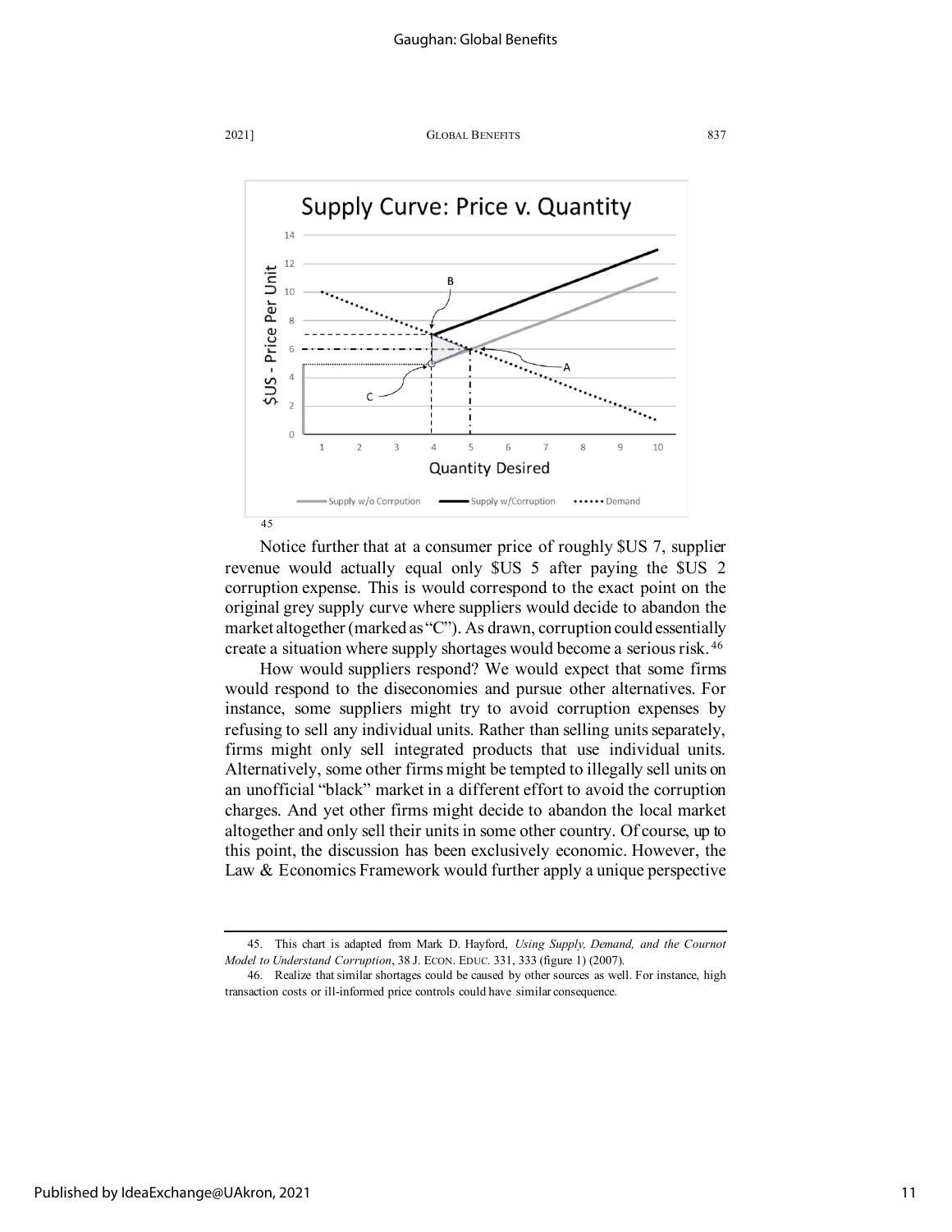**Supply Curve: Price v. Quantity**

[45]

Notice further that at a consumer price of roughly $US 7, supplier revenue would actually equal only $US 5 after paying the $US 2 corruption expense. This is would correspond to the exact point on the original grey supply curve where suppliers would decide to abandon the market altogether (marked as "C"). As drawn, corruption could essentially create a situation where supply shortages would become a serious risk.[46]

How would suppliers respond? We would expect that some firms would respond to the diseconomies and pursue other alternatives. For instance, some suppliers might try to avoid corruption expenses by refusing to sell any individual units. Rather than selling units separately, firms might only sell integrated products that use individual units. Alternatively, some other firms might be tempted to illegally sell units on an unofficial "black" market in a different effort to avoid the corruption charges. And yet other firms might decide to abandon the local market altogether and only sell their units in some other country. Of course, up to this point, the discussion has been exclusively economic. However, the Law & Economics Framework would further apply a unique perspective

---

45. This chart is adapted from Mark D. Hayford, *Using Supply, Demand, and the Cournot Model to Understand Corruption*, 38 J. ECON. EDUC. 331, 333 (figure 1) (2007).

46. Realize that similar shortages could be caused by other sources as well. For instance, high transaction costs or ill-informed price controls could have similar consequence.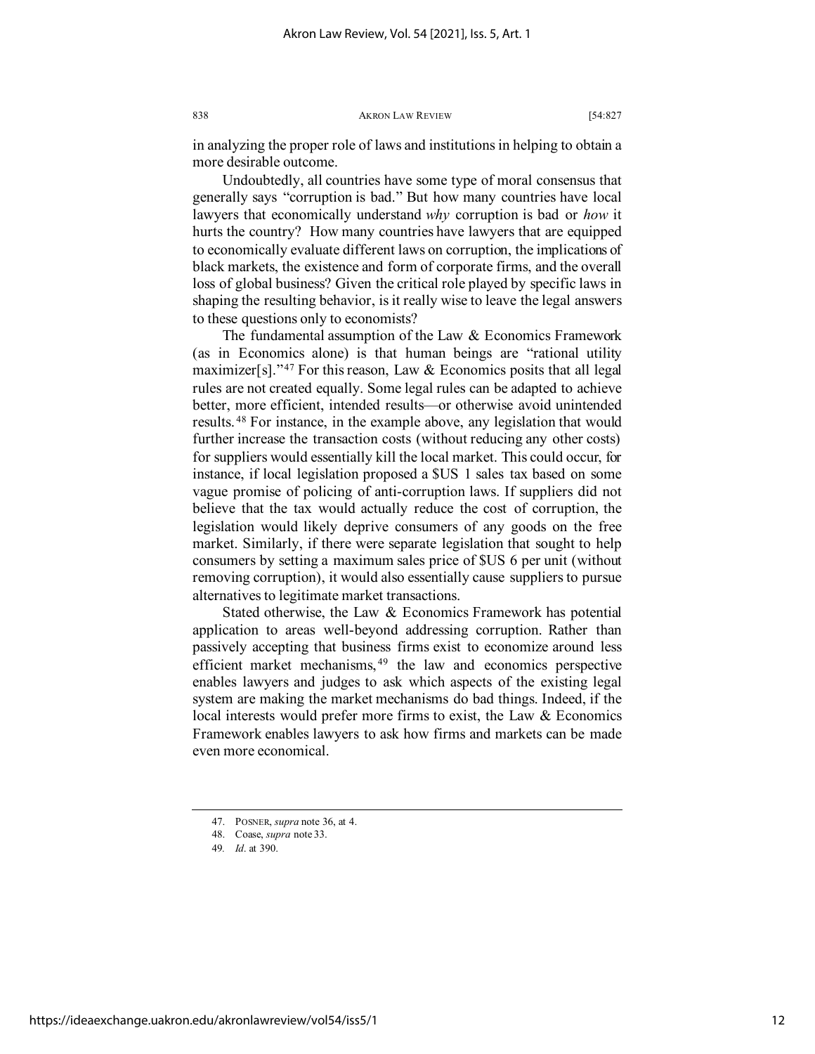in analyzing the proper role of laws and institutions in helping to obtain a more desirable outcome.

Undoubtedly, all countries have some type of moral consensus that generally says "corruption is bad." But how many countries have local lawyers that economically understand *why* corruption is bad or *how* it hurts the country? How many countries have lawyers that are equipped to economically evaluate different laws on corruption, the implications of black markets, the existence and form of corporate firms, and the overall loss of global business? Given the critical role played by specific laws in shaping the resulting behavior, is it really wise to leave the legal answers to these questions only to economists?

The fundamental assumption of the Law & Economics Framework (as in Economics alone) is that human beings are "rational utility maximizer[s]."[47] For this reason, Law & Economics posits that all legal rules are not created equally. Some legal rules can be adapted to achieve better, more efficient, intended results—or otherwise avoid unintended results.[48] For instance, in the example above, any legislation that would further increase the transaction costs (without reducing any other costs) for suppliers would essentially kill the local market. This could occur, for instance, if local legislation proposed a $US 1 sales tax based on some vague promise of policing of anti-corruption laws. If suppliers did not believe that the tax would actually reduce the cost of corruption, the legislation would likely deprive consumers of any goods on the free market. Similarly, if there were separate legislation that sought to help consumers by setting a maximum sales price of $US 6 per unit (without removing corruption), it would also essentially cause suppliers to pursue alternatives to legitimate market transactions.

Stated otherwise, the Law & Economics Framework has potential application to areas well-beyond addressing corruption. Rather than passively accepting that business firms exist to economize around less efficient market mechanisms,[49] the law and economics perspective enables lawyers and judges to ask which aspects of the existing legal system are making the market mechanisms do bad things. Indeed, if the local interests would prefer more firms to exist, the Law & Economics Framework enables lawyers to ask how firms and markets can be made even more economical.

---

47. POSNER, *supra* note 36, at 4.

48. Coase, *supra* note 33.

49. *Id*. at 390.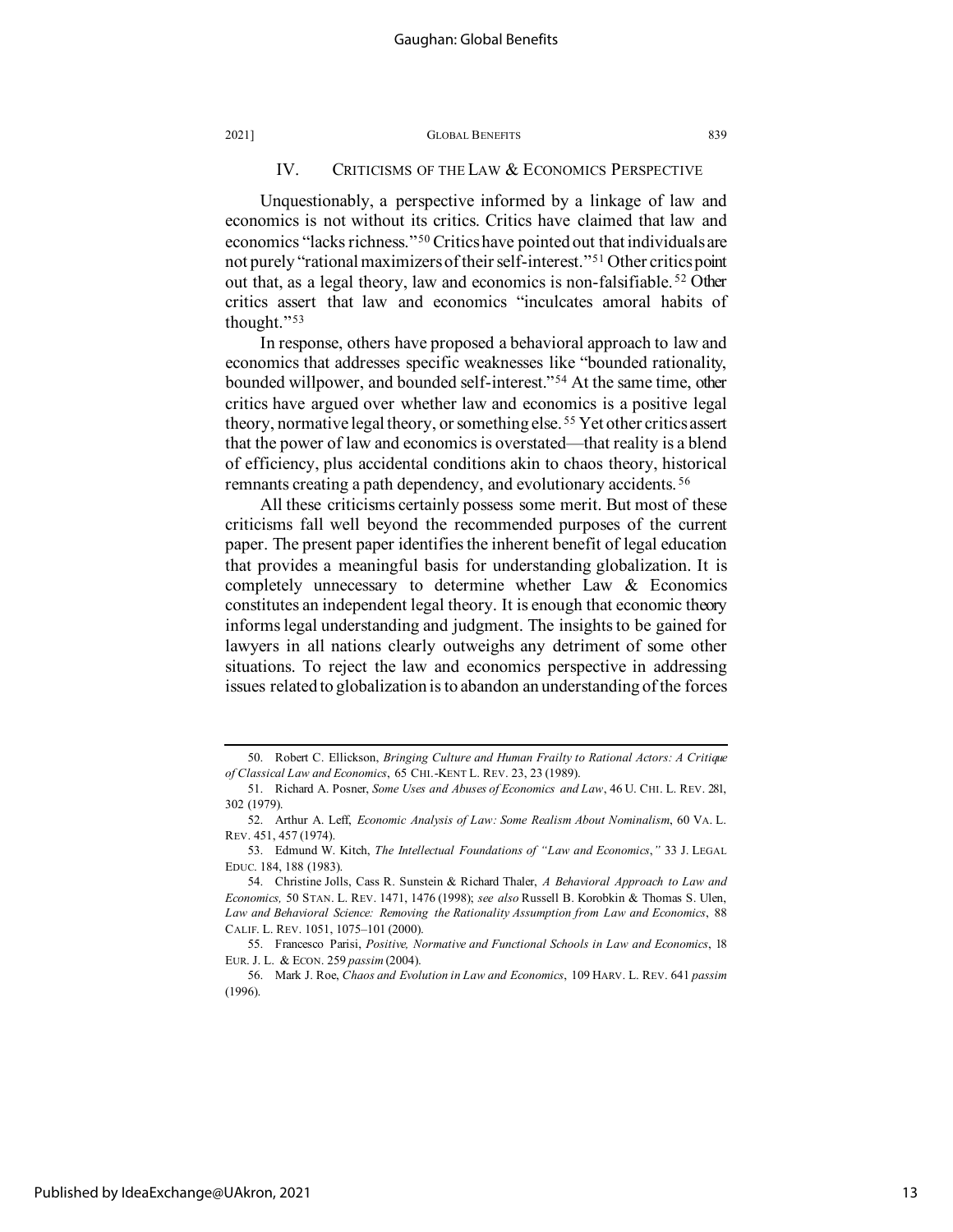## IV. CRITICISMS OF THE LAW & ECONOMICS PERSPECTIVE

Unquestionably, a perspective informed by a linkage of law and economics is not without its critics. Critics have claimed that law and economics "lacks richness."[50] Critics have pointed out that individuals are not purely "rational maximizers of their self-interest."[51] Other critics point out that, as a legal theory, law and economics is non-falsifiable.[52] Other critics assert that law and economics "inculcates amoral habits of thought."[53]

In response, others have proposed a behavioral approach to law and economics that addresses specific weaknesses like "bounded rationality, bounded willpower, and bounded self-interest."[54] At the same time, other critics have argued over whether law and economics is a positive legal theory, normative legal theory, or something else.[55] Yet other critics assert that the power of law and economics is overstated—that reality is a blend of efficiency, plus accidental conditions akin to chaos theory, historical remnants creating a path dependency, and evolutionary accidents.[56]

All these criticisms certainly possess some merit. But most of these criticisms fall well beyond the recommended purposes of the current paper. The present paper identifies the inherent benefit of legal education that provides a meaningful basis for understanding globalization. It is completely unnecessary to determine whether Law & Economics constitutes an independent legal theory. It is enough that economic theory informs legal understanding and judgment. The insights to be gained for lawyers in all nations clearly outweighs any detriment of some other situations. To reject the law and economics perspective in addressing issues related to globalization is to abandon an understanding of the forces

---

50. Robert C. Ellickson, *Bringing Culture and Human Frailty to Rational Actors: A Critique of Classical Law and Economics*, 65 CHI.-KENT L. REV. 23, 23 (1989).

51. Richard A. Posner, *Some Uses and Abuses of Economics and Law*, 46 U. CHI. L. REV. 281, 302 (1979).

52. Arthur A. Leff, *Economic Analysis of Law: Some Realism About Nominalism*, 60 VA. L. REV. 451, 457 (1974).

53. Edmund W. Kitch, *The Intellectual Foundations of "Law and Economics*,*"* 33 J. LEGAL EDUC. 184, 188 (1983).

54. Christine Jolls, Cass R. Sunstein & Richard Thaler, *A Behavioral Approach to Law and Economics,* 50 STAN. L. REV. 1471, 1476 (1998); *see also* Russell B. Korobkin & Thomas S. Ulen, *Law and Behavioral Science: Removing the Rationality Assumption from Law and Economics*, 88 CALIF. L. REV. 1051, 1075–101 (2000).

55. Francesco Parisi, *Positive, Normative and Functional Schools in Law and Economics*, 18 EUR. J. L. & ECON. 259 *passim* (2004).

56. Mark J. Roe, *Chaos and Evolution in Law and Economics*, 109 HARV. L. REV. 641 *passim* (1996).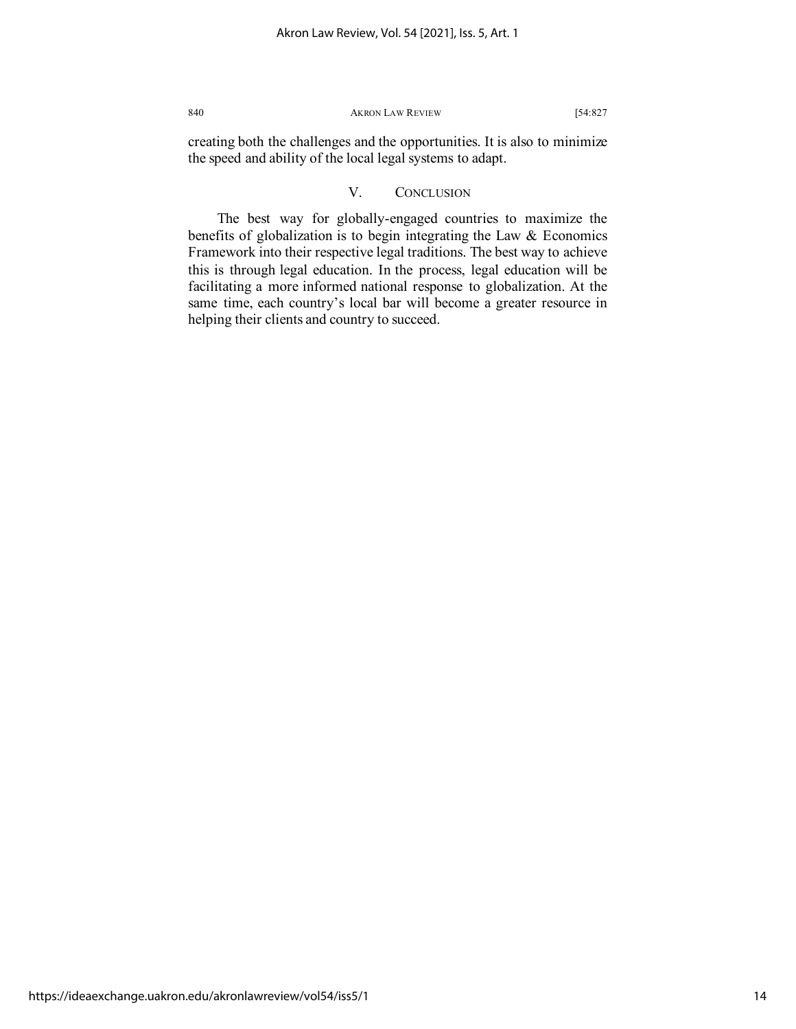creating both the challenges and the opportunities. It is also to minimize the speed and ability of the local legal systems to adapt.

## V. CONCLUSION

The best way for globally-engaged countries to maximize the benefits of globalization is to begin integrating the Law & Economics Framework into their respective legal traditions. The best way to achieve this is through legal education. In the process, legal education will be facilitating a more informed national response to globalization. At the same time, each country's local bar will become a greater resource in helping their clients and country to succeed.